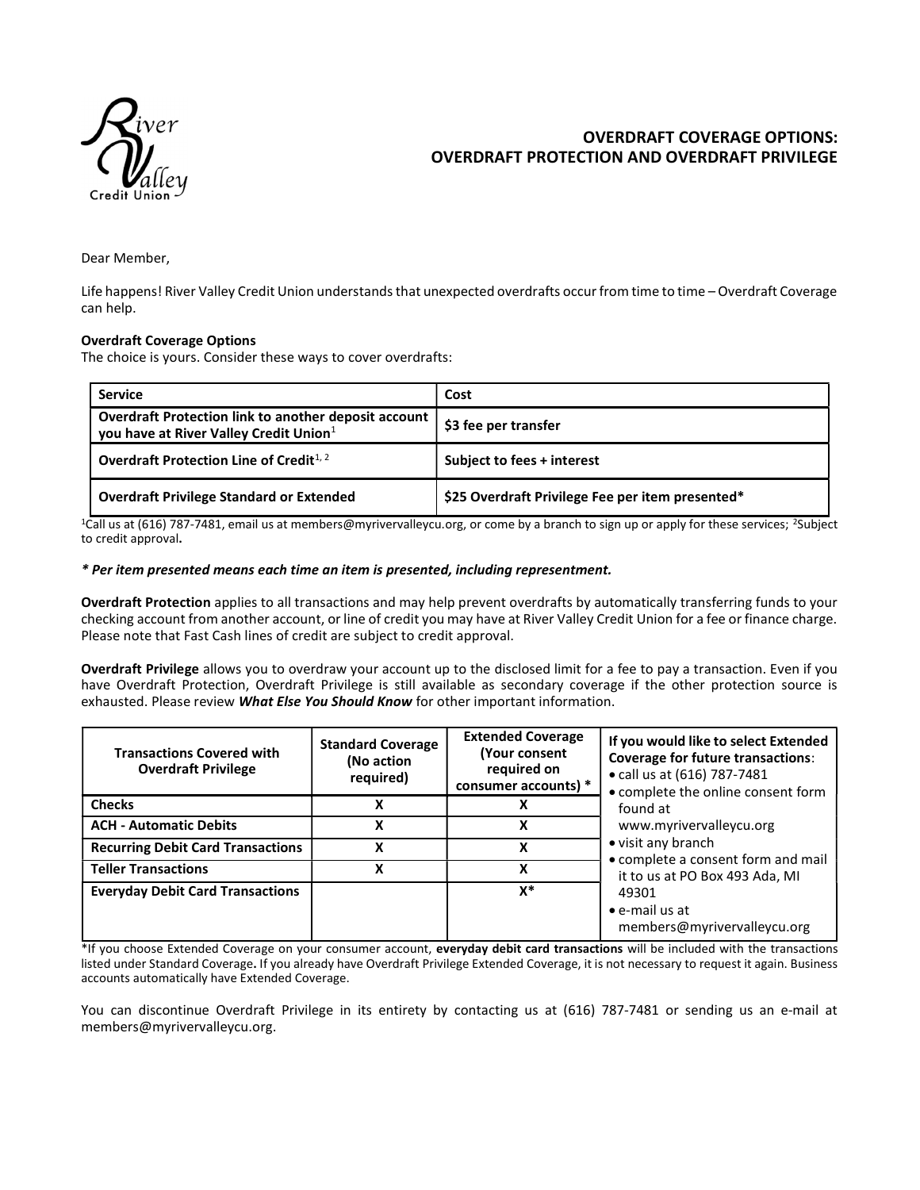# OVERDRAFT COVERAGE OPTIONS: OVERDRAFT PROTECTION AND OVERDRAFT PRIVILEGE

Dear Member,

Life happens! River Valley Credit Union understands that unexpected overdrafts occur from time to time – Overdraft Coverage can help.

**Overdraft Coverage Options**
The choice is yours. Consider these ways to cover overdrafts:

| Service | Cost |
|---|---|
| **Overdraft Protection link to another deposit account you have at River Valley Credit Union**[1] | **$3 fee per transfer** |
| **Overdraft Protection Line of Credit**[1, 2] | **Subject to fees + interest** |
| **Overdraft Privilege Standard or Extended** | **$25 Overdraft Privilege Fee per item presented*** |

[1]Call us at (616) 787-7481, email us at members@myrivervalleycu.org, or come by a branch to sign up or apply for these services; [2]Subject to credit approval**.**

***\* Per item presented means each time an item is presented, including representment.***

**Overdraft Protection** applies to all transactions and may help prevent overdrafts by automatically transferring funds to your checking account from another account, or line of credit you may have at River Valley Credit Union for a fee or finance charge. Please note that Fast Cash lines of credit are subject to credit approval.

**Overdraft Privilege** allows you to overdraw your account up to the disclosed limit for a fee to pay a transaction. Even if you have Overdraft Protection, Overdraft Privilege is still available as secondary coverage if the other protection source is exhausted. Please review ***What Else You Should Know*** for other important information.

| Transactions Covered with Overdraft Privilege | Standard Coverage (No action required) | Extended Coverage (Your consent required on consumer accounts) * | If you would like to select Extended Coverage for future transactions: |
|---|---|---|---|
| **Checks** | X | X | • call us at (616) 787-7481<br>• complete the online consent form found at www.myrivervalleycu.org<br>• visit any branch<br>• complete a consent form and mail it to us at PO Box 493 Ada, MI 49301<br>• e-mail us at members@myrivervalleycu.org |
| **ACH - Automatic Debits** | X | X | |
| **Recurring Debit Card Transactions** | X | X | |
| **Teller Transactions** | X | X | |
| **Everyday Debit Card Transactions** | | X* | |

*If you choose Extended Coverage on your consumer account, **everyday debit card transactions** will be included with the transactions listed under Standard Coverage**.** If you already have Overdraft Privilege Extended Coverage, it is not necessary to request it again. Business accounts automatically have Extended Coverage.

You can discontinue Overdraft Privilege in its entirety by contacting us at (616) 787-7481 or sending us an e-mail at members@myrivervalleycu.org.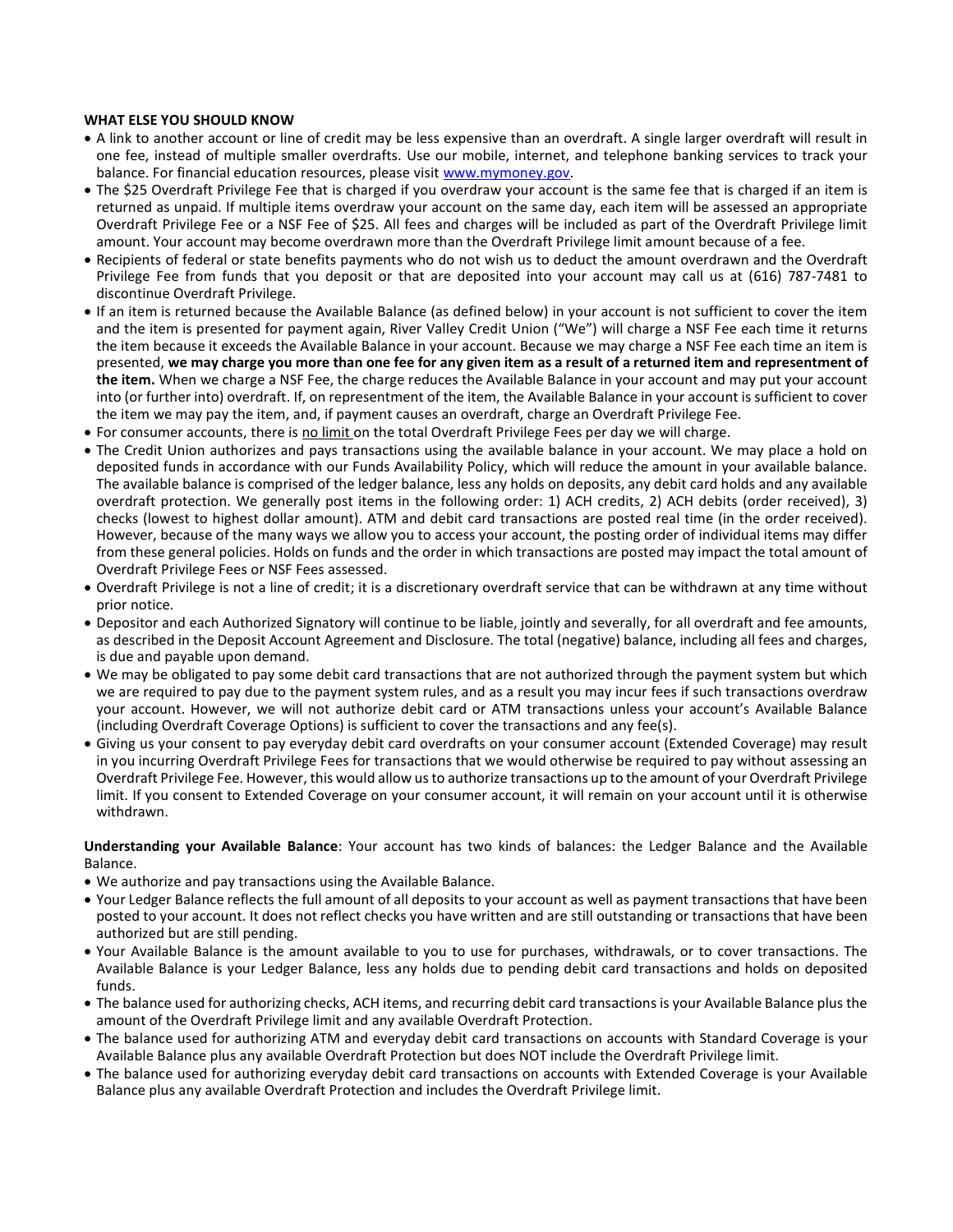**WHAT ELSE YOU SHOULD KNOW**

- A link to another account or line of credit may be less expensive than an overdraft. A single larger overdraft will result in one fee, instead of multiple smaller overdrafts. Use our mobile, internet, and telephone banking services to track your balance. For financial education resources, please visit [www.mymoney.gov](http://www.mymoney.gov).
- The $25 Overdraft Privilege Fee that is charged if you overdraw your account is the same fee that is charged if an item is returned as unpaid. If multiple items overdraw your account on the same day, each item will be assessed an appropriate Overdraft Privilege Fee or a NSF Fee of $25. All fees and charges will be included as part of the Overdraft Privilege limit amount. Your account may become overdrawn more than the Overdraft Privilege limit amount because of a fee.
- Recipients of federal or state benefits payments who do not wish us to deduct the amount overdrawn and the Overdraft Privilege Fee from funds that you deposit or that are deposited into your account may call us at (616) 787-7481 to discontinue Overdraft Privilege.
- If an item is returned because the Available Balance (as defined below) in your account is not sufficient to cover the item and the item is presented for payment again, River Valley Credit Union ("We") will charge a NSF Fee each time it returns the item because it exceeds the Available Balance in your account. Because we may charge a NSF Fee each time an item is presented, **we may charge you more than one fee for any given item as a result of a returned item and representment of the item.** When we charge a NSF Fee, the charge reduces the Available Balance in your account and may put your account into (or further into) overdraft. If, on representment of the item, the Available Balance in your account is sufficient to cover the item we may pay the item, and, if payment causes an overdraft, charge an Overdraft Privilege Fee.
- For consumer accounts, there is <u>no limit</u> on the total Overdraft Privilege Fees per day we will charge.
- The Credit Union authorizes and pays transactions using the available balance in your account. We may place a hold on deposited funds in accordance with our Funds Availability Policy, which will reduce the amount in your available balance. The available balance is comprised of the ledger balance, less any holds on deposits, any debit card holds and any available overdraft protection. We generally post items in the following order: 1) ACH credits, 2) ACH debits (order received), 3) checks (lowest to highest dollar amount). ATM and debit card transactions are posted real time (in the order received). However, because of the many ways we allow you to access your account, the posting order of individual items may differ from these general policies. Holds on funds and the order in which transactions are posted may impact the total amount of Overdraft Privilege Fees or NSF Fees assessed.
- Overdraft Privilege is not a line of credit; it is a discretionary overdraft service that can be withdrawn at any time without prior notice.
- Depositor and each Authorized Signatory will continue to be liable, jointly and severally, for all overdraft and fee amounts, as described in the Deposit Account Agreement and Disclosure. The total (negative) balance, including all fees and charges, is due and payable upon demand.
- We may be obligated to pay some debit card transactions that are not authorized through the payment system but which we are required to pay due to the payment system rules, and as a result you may incur fees if such transactions overdraw your account. However, we will not authorize debit card or ATM transactions unless your account's Available Balance (including Overdraft Coverage Options) is sufficient to cover the transactions and any fee(s).
- Giving us your consent to pay everyday debit card overdrafts on your consumer account (Extended Coverage) may result in you incurring Overdraft Privilege Fees for transactions that we would otherwise be required to pay without assessing an Overdraft Privilege Fee. However, this would allow us to authorize transactions up to the amount of your Overdraft Privilege limit. If you consent to Extended Coverage on your consumer account, it will remain on your account until it is otherwise withdrawn.

**Understanding your Available Balance**: Your account has two kinds of balances: the Ledger Balance and the Available Balance.

- We authorize and pay transactions using the Available Balance.
- Your Ledger Balance reflects the full amount of all deposits to your account as well as payment transactions that have been posted to your account. It does not reflect checks you have written and are still outstanding or transactions that have been authorized but are still pending.
- Your Available Balance is the amount available to you to use for purchases, withdrawals, or to cover transactions. The Available Balance is your Ledger Balance, less any holds due to pending debit card transactions and holds on deposited funds.
- The balance used for authorizing checks, ACH items, and recurring debit card transactions is your Available Balance plus the amount of the Overdraft Privilege limit and any available Overdraft Protection.
- The balance used for authorizing ATM and everyday debit card transactions on accounts with Standard Coverage is your Available Balance plus any available Overdraft Protection but does NOT include the Overdraft Privilege limit.
- The balance used for authorizing everyday debit card transactions on accounts with Extended Coverage is your Available Balance plus any available Overdraft Protection and includes the Overdraft Privilege limit.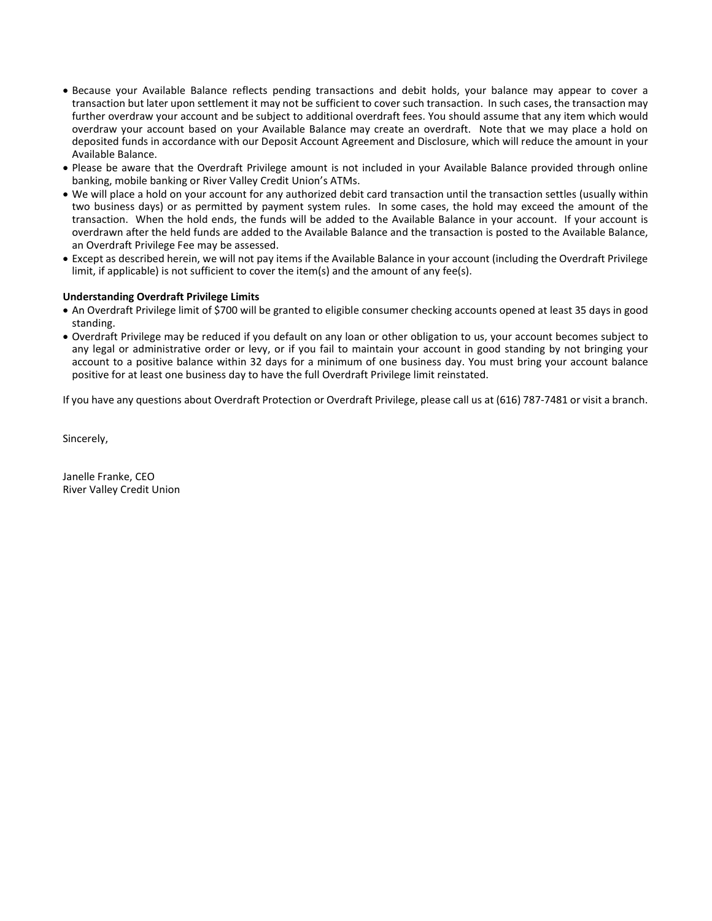- Because your Available Balance reflects pending transactions and debit holds, your balance may appear to cover a transaction but later upon settlement it may not be sufficient to cover such transaction. In such cases, the transaction may further overdraw your account and be subject to additional overdraft fees. You should assume that any item which would overdraw your account based on your Available Balance may create an overdraft. Note that we may place a hold on deposited funds in accordance with our Deposit Account Agreement and Disclosure, which will reduce the amount in your Available Balance.
- Please be aware that the Overdraft Privilege amount is not included in your Available Balance provided through online banking, mobile banking or River Valley Credit Union's ATMs.
- We will place a hold on your account for any authorized debit card transaction until the transaction settles (usually within two business days) or as permitted by payment system rules. In some cases, the hold may exceed the amount of the transaction. When the hold ends, the funds will be added to the Available Balance in your account. If your account is overdrawn after the held funds are added to the Available Balance and the transaction is posted to the Available Balance, an Overdraft Privilege Fee may be assessed.
- Except as described herein, we will not pay items if the Available Balance in your account (including the Overdraft Privilege limit, if applicable) is not sufficient to cover the item(s) and the amount of any fee(s).

**Understanding Overdraft Privilege Limits**

- An Overdraft Privilege limit of $700 will be granted to eligible consumer checking accounts opened at least 35 days in good standing.
- Overdraft Privilege may be reduced if you default on any loan or other obligation to us, your account becomes subject to any legal or administrative order or levy, or if you fail to maintain your account in good standing by not bringing your account to a positive balance within 32 days for a minimum of one business day. You must bring your account balance positive for at least one business day to have the full Overdraft Privilege limit reinstated.

If you have any questions about Overdraft Protection or Overdraft Privilege, please call us at (616) 787-7481 or visit a branch.

Sincerely,

Janelle Franke, CEO
River Valley Credit Union